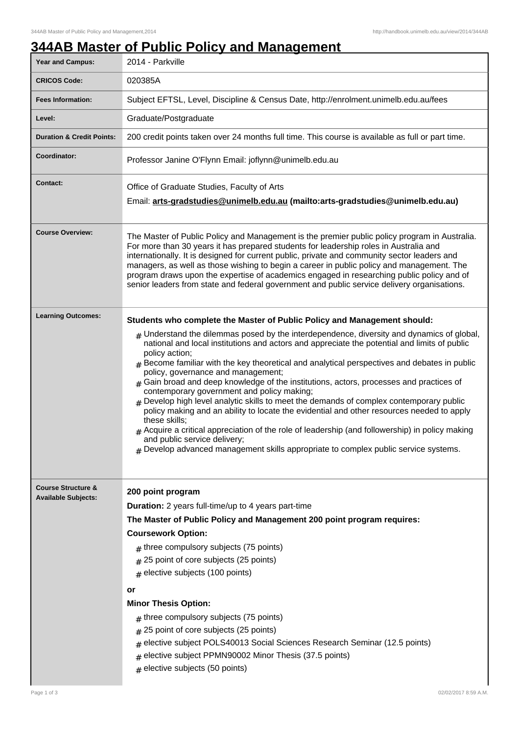# 344AB Master of Public Policy and Management

| | |
|---|---|
| **Year and Campus:** | 2014 - Parkville |
| **CRICOS Code:** | 020385A |
| **Fees Information:** | Subject EFTSL, Level, Discipline & Census Date, http://enrolment.unimelb.edu.au/fees |
| **Level:** | Graduate/Postgraduate |
| **Duration & Credit Points:** | 200 credit points taken over 24 months full time. This course is available as full or part time. |
| **Coordinator:** | Professor Janine O'Flynn Email: joflynn@unimelb.edu.au |
| **Contact:** | Office of Graduate Studies, Faculty of Arts<br>Email: **arts-gradstudies@unimelb.edu.au (mailto:arts-gradstudies@unimelb.edu.au)** |
| **Course Overview:** | The Master of Public Policy and Management is the premier public policy program in Australia. For more than 30 years it has prepared students for leadership roles in Australia and internationally. It is designed for current public, private and community sector leaders and managers, as well as those wishing to begin a career in public policy and management. The program draws upon the expertise of academics engaged in researching public policy and of senior leaders from state and federal government and public service delivery organisations. |
| **Learning Outcomes:** | **Students who complete the Master of Public Policy and Management should:**<br># Understand the dilemmas posed by the interdependence, diversity and dynamics of global, national and local institutions and actors and appreciate the potential and limits of public policy action;<br># Become familiar with the key theoretical and analytical perspectives and debates in public policy, governance and management;<br># Gain broad and deep knowledge of the institutions, actors, processes and practices of contemporary government and policy making;<br># Develop high level analytic skills to meet the demands of complex contemporary public policy making and an ability to locate the evidential and other resources needed to apply these skills;<br># Acquire a critical appreciation of the role of leadership (and followership) in policy making and public service delivery;<br># Develop advanced management skills appropriate to complex public service systems. |
| **Course Structure & Available Subjects:** | **200 point program**<br>**Duration:** 2 years full-time/up to 4 years part-time<br>**The Master of Public Policy and Management 200 point program requires:**<br>**Coursework Option:**<br># three compulsory subjects (75 points)<br># 25 point of core subjects (25 points)<br># elective subjects (100 points)<br>**or**<br>**Minor Thesis Option:**<br># three compulsory subjects (75 points)<br># 25 point of core subjects (25 points)<br># elective subject POLS40013 Social Sciences Research Seminar (12.5 points)<br># elective subject PPMN90002 Minor Thesis (37.5 points)<br># elective subjects (50 points) |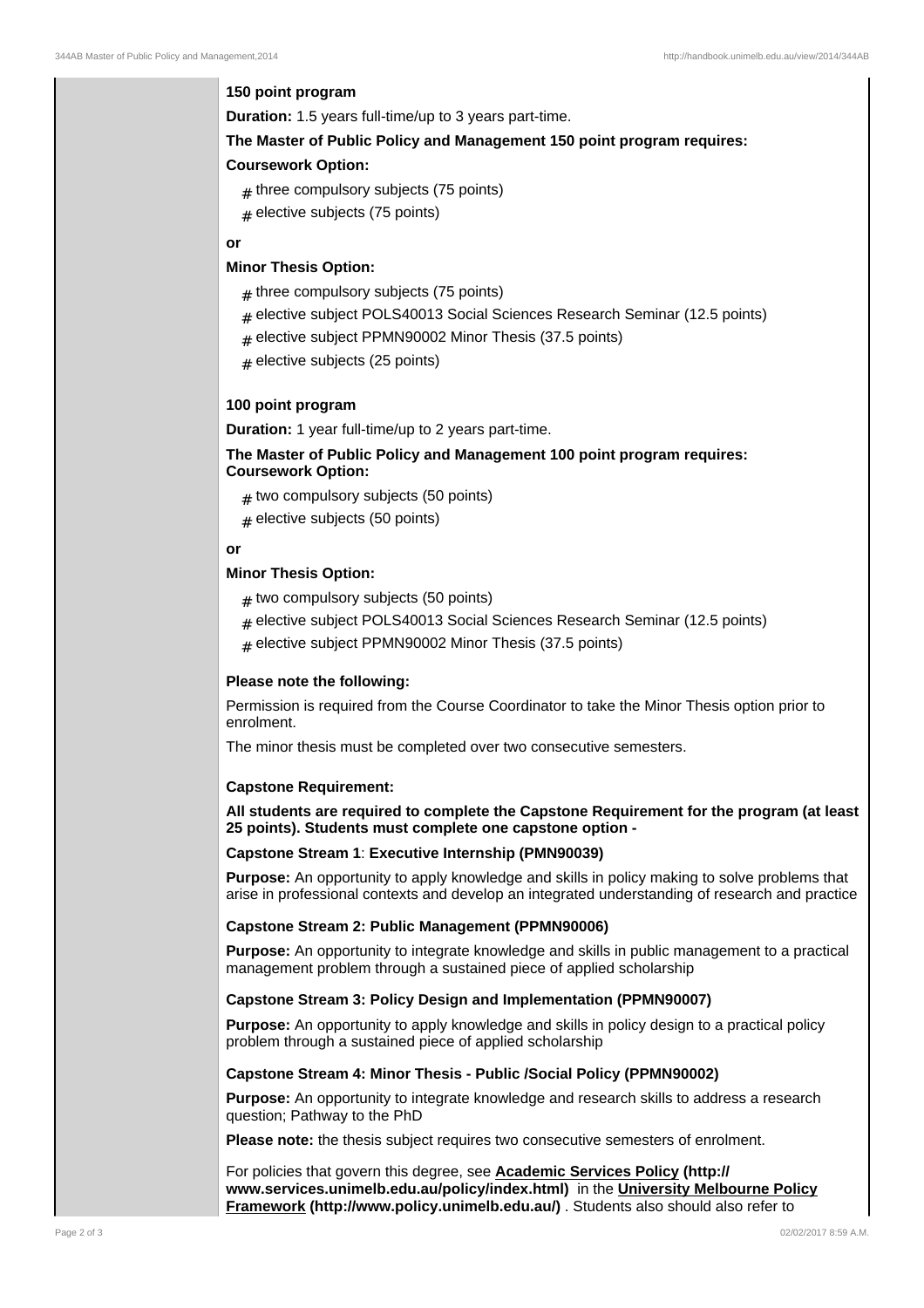**150 point program**

**Duration:** 1.5 years full-time/up to 3 years part-time.

**The Master of Public Policy and Management 150 point program requires:**

**Coursework Option:**

- three compulsory subjects (75 points)
- elective subjects (75 points)

**or**

**Minor Thesis Option:**

- three compulsory subjects (75 points)
- elective subject POLS40013 Social Sciences Research Seminar (12.5 points)
- elective subject PPMN90002 Minor Thesis (37.5 points)
- elective subjects (25 points)

**100 point program**

**Duration:** 1 year full-time/up to 2 years part-time.

**The Master of Public Policy and Management 100 point program requires:**
**Coursework Option:**

- two compulsory subjects (50 points)
- elective subjects (50 points)

**or**

**Minor Thesis Option:**

- two compulsory subjects (50 points)
- elective subject POLS40013 Social Sciences Research Seminar (12.5 points)
- elective subject PPMN90002 Minor Thesis (37.5 points)

**Please note the following:**

Permission is required from the Course Coordinator to take the Minor Thesis option prior to enrolment.

The minor thesis must be completed over two consecutive semesters.

**Capstone Requirement:**

**All students are required to complete the Capstone Requirement for the program (at least 25 points). Students must complete one capstone option -**

**Capstone Stream 1**: **Executive Internship (PMN90039)**

**Purpose:** An opportunity to apply knowledge and skills in policy making to solve problems that arise in professional contexts and develop an integrated understanding of research and practice

**Capstone Stream 2: Public Management (PPMN90006)**

**Purpose:** An opportunity to integrate knowledge and skills in public management to a practical management problem through a sustained piece of applied scholarship

**Capstone Stream 3: Policy Design and Implementation (PPMN90007)**

**Purpose:** An opportunity to apply knowledge and skills in policy design to a practical policy problem through a sustained piece of applied scholarship

**Capstone Stream 4: Minor Thesis - Public /Social Policy (PPMN90002)**

**Purpose:** An opportunity to integrate knowledge and research skills to address a research question; Pathway to the PhD

**Please note:** the thesis subject requires two consecutive semesters of enrolment.

For policies that govern this degree, see **Academic Services Policy (http://www.services.unimelb.edu.au/policy/index.html)** in the **University Melbourne Policy Framework (http://www.policy.unimelb.edu.au/)** . Students also should also refer to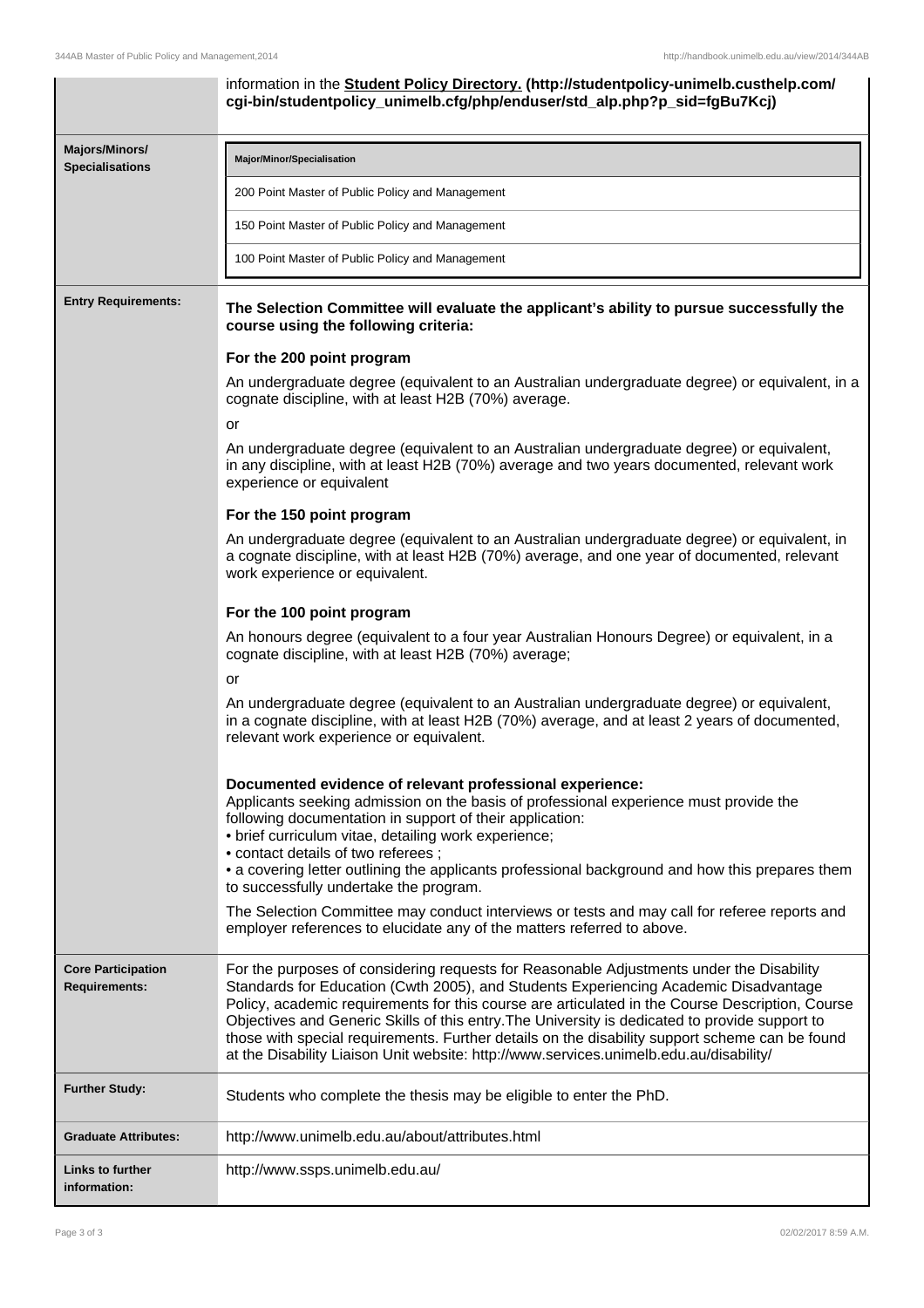information in the **Student Policy Directory. (http://studentpolicy-unimelb.custhelp.com/cgi-bin/studentpolicy_unimelb.cfg/php/enduser/std_alp.php?p_sid=fgBu7Kcj)**

| | |
|---|---|
| **Majors/Minors/ Specialisations** | **Major/Minor/Specialisation**<br>200 Point Master of Public Policy and Management<br>150 Point Master of Public Policy and Management<br>100 Point Master of Public Policy and Management |
| **Entry Requirements:** | **The Selection Committee will evaluate the applicant's ability to pursue successfully the course using the following criteria:**<br><br>**For the 200 point program**<br><br>An undergraduate degree (equivalent to an Australian undergraduate degree) or equivalent, in a cognate discipline, with at least H2B (70%) average.<br><br>or<br><br>An undergraduate degree (equivalent to an Australian undergraduate degree) or equivalent, in any discipline, with at least H2B (70%) average and two years documented, relevant work experience or equivalent<br><br>**For the 150 point program**<br><br>An undergraduate degree (equivalent to an Australian undergraduate degree) or equivalent, in a cognate discipline, with at least H2B (70%) average, and one year of documented, relevant work experience or equivalent.<br><br>**For the 100 point program**<br><br>An honours degree (equivalent to a four year Australian Honours Degree) or equivalent, in a cognate discipline, with at least H2B (70%) average;<br><br>or<br><br>An undergraduate degree (equivalent to an Australian undergraduate degree) or equivalent, in a cognate discipline, with at least H2B (70%) average, and at least 2 years of documented, relevant work experience or equivalent.<br><br>**Documented evidence of relevant professional experience:**<br>Applicants seeking admission on the basis of professional experience must provide the following documentation in support of their application:<br>• brief curriculum vitae, detailing work experience;<br>• contact details of two referees ;<br>• a covering letter outlining the applicants professional background and how this prepares them to successfully undertake the program.<br><br>The Selection Committee may conduct interviews or tests and may call for referee reports and employer references to elucidate any of the matters referred to above. |
| **Core Participation Requirements:** | For the purposes of considering requests for Reasonable Adjustments under the Disability Standards for Education (Cwth 2005), and Students Experiencing Academic Disadvantage Policy, academic requirements for this course are articulated in the Course Description, Course Objectives and Generic Skills of this entry.The University is dedicated to provide support to those with special requirements. Further details on the disability support scheme can be found at the Disability Liaison Unit website: http://www.services.unimelb.edu.au/disability/ |
| **Further Study:** | Students who complete the thesis may be eligible to enter the PhD. |
| **Graduate Attributes:** | http://www.unimelb.edu.au/about/attributes.html |
| **Links to further information:** | http://www.ssps.unimelb.edu.au/ |